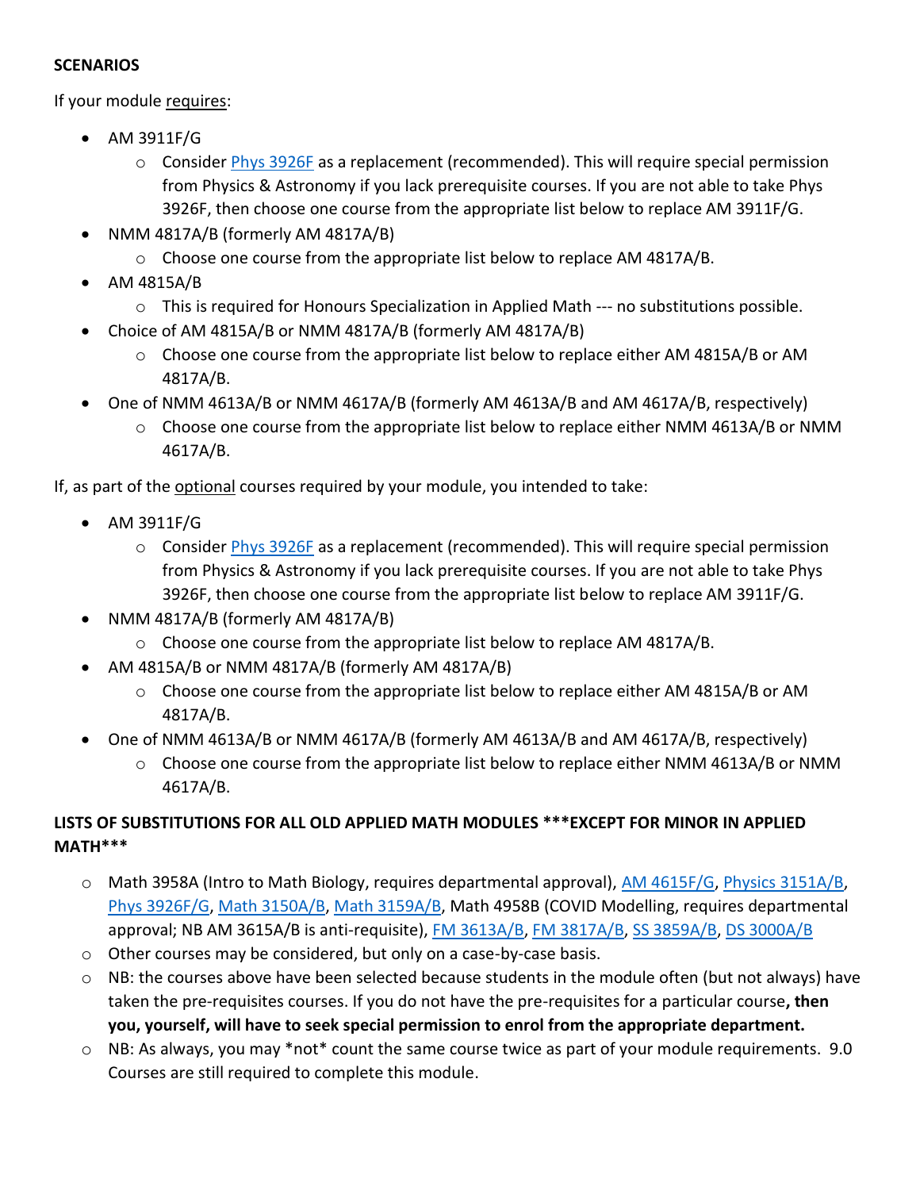**SCENARIOS**

If your module requires:

- AM 3911F/G
  - Consider Phys 3926F as a replacement (recommended). This will require special permission from Physics & Astronomy if you lack prerequisite courses. If you are not able to take Phys 3926F, then choose one course from the appropriate list below to replace AM 3911F/G.
- NMM 4817A/B (formerly AM 4817A/B)
  - Choose one course from the appropriate list below to replace AM 4817A/B.
- AM 4815A/B
  - This is required for Honours Specialization in Applied Math --- no substitutions possible.
- Choice of AM 4815A/B or NMM 4817A/B (formerly AM 4817A/B)
  - Choose one course from the appropriate list below to replace either AM 4815A/B or AM 4817A/B.
- One of NMM 4613A/B or NMM 4617A/B (formerly AM 4613A/B and AM 4617A/B, respectively)
  - Choose one course from the appropriate list below to replace either NMM 4613A/B or NMM 4617A/B.

If, as part of the optional courses required by your module, you intended to take:

- AM 3911F/G
  - Consider Phys 3926F as a replacement (recommended). This will require special permission from Physics & Astronomy if you lack prerequisite courses. If you are not able to take Phys 3926F, then choose one course from the appropriate list below to replace AM 3911F/G.
- NMM 4817A/B (formerly AM 4817A/B)
  - Choose one course from the appropriate list below to replace AM 4817A/B.
- AM 4815A/B or NMM 4817A/B (formerly AM 4817A/B)
  - Choose one course from the appropriate list below to replace either AM 4815A/B or AM 4817A/B.
- One of NMM 4613A/B or NMM 4617A/B (formerly AM 4613A/B and AM 4617A/B, respectively)
  - Choose one course from the appropriate list below to replace either NMM 4613A/B or NMM 4617A/B.

**LISTS OF SUBSTITUTIONS FOR ALL OLD APPLIED MATH MODULES \*\*\*EXCEPT FOR MINOR IN APPLIED MATH\*\*\***

- Math 3958A (Intro to Math Biology, requires departmental approval), AM 4615F/G, Physics 3151A/B, Phys 3926F/G, Math 3150A/B, Math 3159A/B, Math 4958B (COVID Modelling, requires departmental approval; NB AM 3615A/B is anti-requisite), FM 3613A/B, FM 3817A/B, SS 3859A/B, DS 3000A/B
- Other courses may be considered, but only on a case-by-case basis.
- NB: the courses above have been selected because students in the module often (but not always) have taken the pre-requisites courses. If you do not have the pre-requisites for a particular course**, then you, yourself, will have to seek special permission to enrol from the appropriate department.**
- NB: As always, you may *not* count the same course twice as part of your module requirements. 9.0 Courses are still required to complete this module.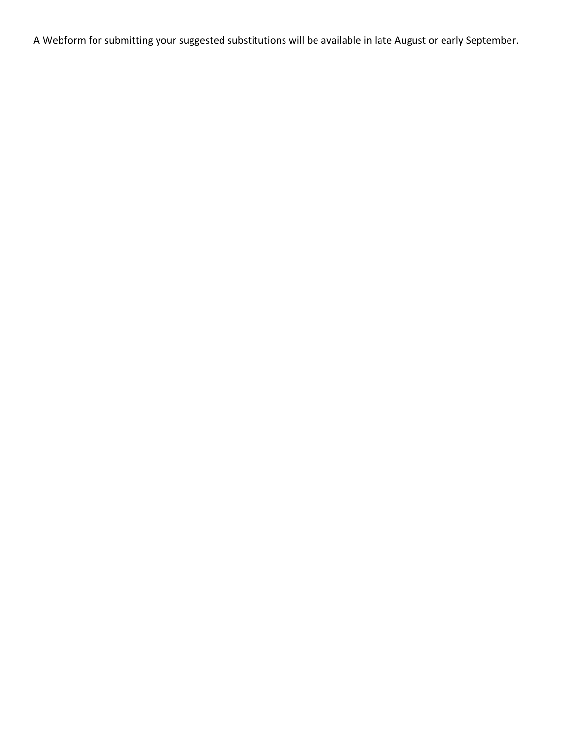A Webform for submitting your suggested substitutions will be available in late August or early September.